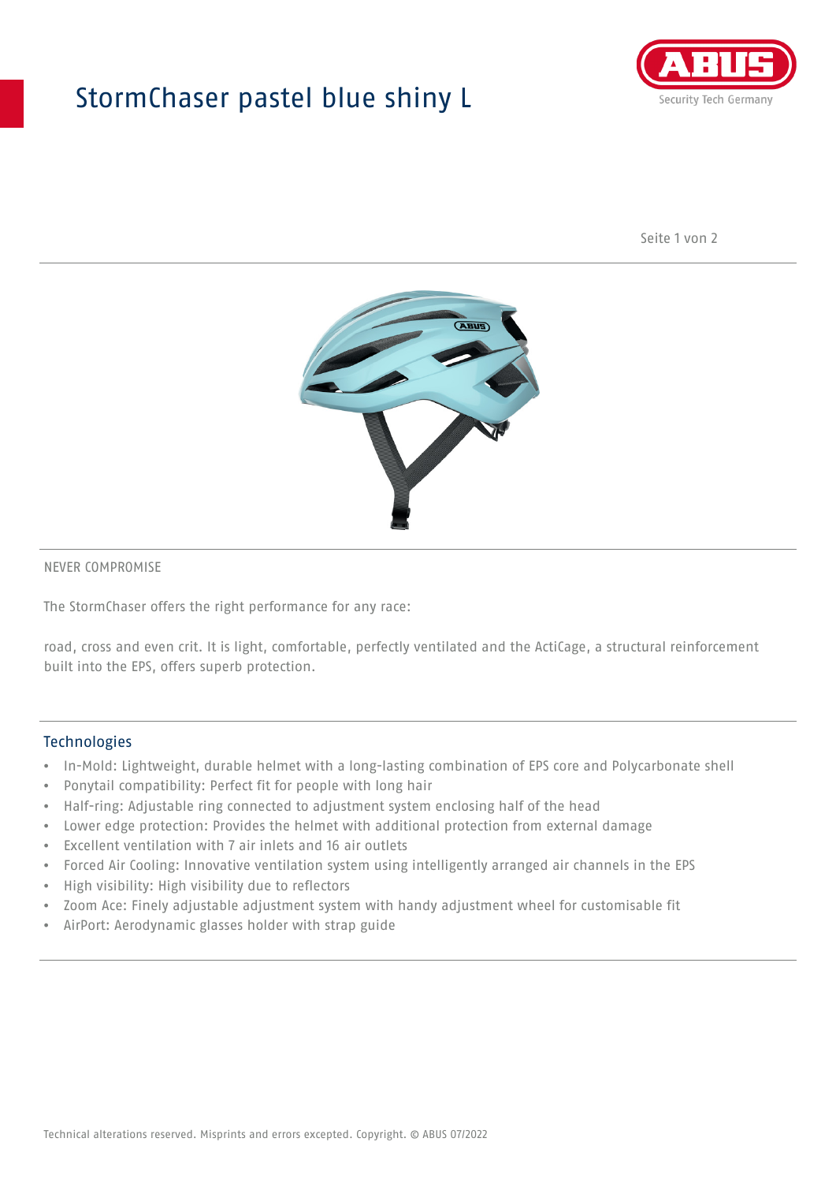# StormChaser pastel blue shiny L

NEVER COMPROMISE

The StormChaser offers the right performance for any race:

road, cross and even crit. It is light, comfortable, perfectly ventilated and the ActiCage, a structural reinforcement built into the EPS, offers superb protection.

## Technologies

- In-Mold: Lightweight, durable helmet with a long-lasting combination of EPS core and Polycarbonate shell
- Ponytail compatibility: Perfect fit for people with long hair
- Half-ring: Adjustable ring connected to adjustment system enclosing half of the head
- Lower edge protection: Provides the helmet with additional protection from external damage
- Excellent ventilation with 7 air inlets and 16 air outlets
- Forced Air Cooling: Innovative ventilation system using intelligently arranged air channels in the EPS
- High visibility: High visibility due to reflectors
- Zoom Ace: Finely adjustable adjustment system with handy adjustment wheel for customisable fit
- AirPort: Aerodynamic glasses holder with strap guide

Technical alterations reserved. Misprints and errors excepted. Copyright. © ABUS 07/2022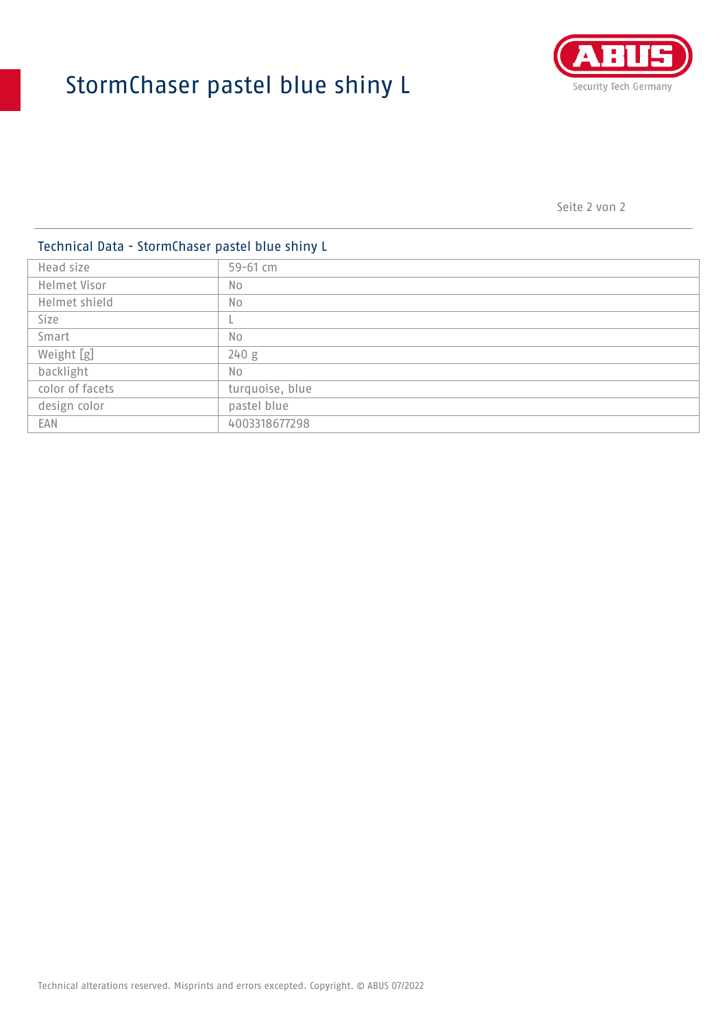# StormChaser pastel blue shiny L

## Technical Data - StormChaser pastel blue shiny L

| | |
|---|---|
| Head size | 59-61 cm |
| Helmet Visor | No |
| Helmet shield | No |
| Size | L |
| Smart | No |
| Weight [g] | 240 g |
| backlight | No |
| color of facets | turquoise, blue |
| design color | pastel blue |
| EAN | 4003318677298 |

Technical alterations reserved. Misprints and errors excepted. Copyright. © ABUS 07/2022